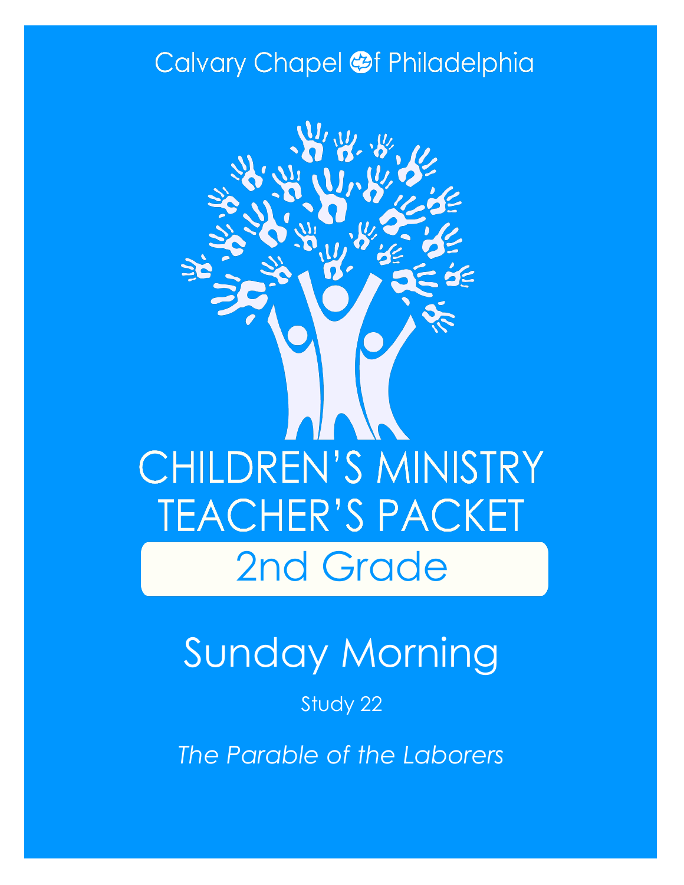Calvary Chapel of Philadelphia

# CHILDREN'S MINISTRY TEACHER'S PACKET

## 2nd Grade

# Sunday Morning

Study 22

*The Parable of the Laborers*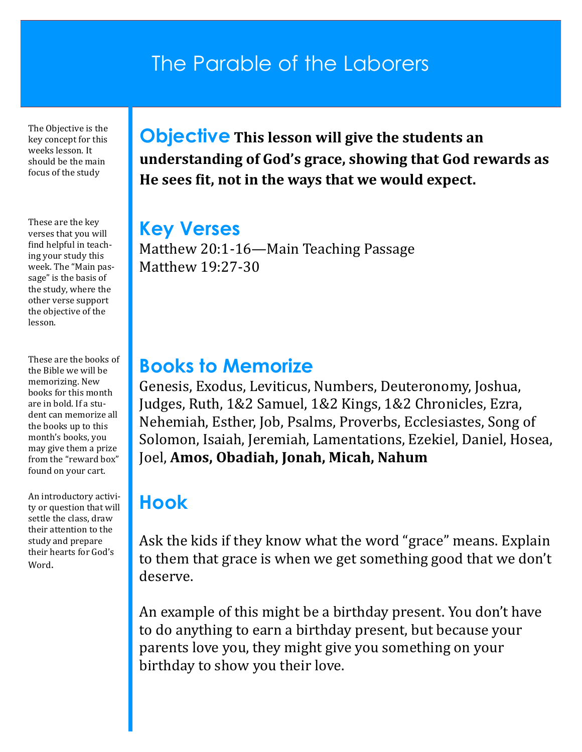# The Parable of the Laborers

The Objective is the key concept for this weeks lesson. It should be the main focus of the study

## Objective

**This lesson will give the students an understanding of God's grace, showing that God rewards as He sees fit, not in the ways that we would expect.**

These are the key verses that you will find helpful in teaching your study this week. The "Main passage" is the basis of the study, where the other verse support the objective of the lesson.

## Key Verses

Matthew 20:1-16—Main Teaching Passage
Matthew 19:27-30

These are the books of the Bible we will be memorizing. New books for this month are in bold. If a student can memorize all the books up to this month's books, you may give them a prize from the "reward box" found on your cart.

## Books to Memorize

Genesis, Exodus, Leviticus, Numbers, Deuteronomy, Joshua, Judges, Ruth, 1&2 Samuel, 1&2 Kings, 1&2 Chronicles, Ezra, Nehemiah, Esther, Job, Psalms, Proverbs, Ecclesiastes, Song of Solomon, Isaiah, Jeremiah, Lamentations, Ezekiel, Daniel, Hosea, Joel, **Amos, Obadiah, Jonah, Micah, Nahum**

An introductory activity or question that will settle the class, draw their attention to the study and prepare their hearts for God's Word.

## Hook

Ask the kids if they know what the word "grace" means. Explain to them that grace is when we get something good that we don't deserve.

An example of this might be a birthday present. You don't have to do anything to earn a birthday present, but because your parents love you, they might give you something on your birthday to show you their love.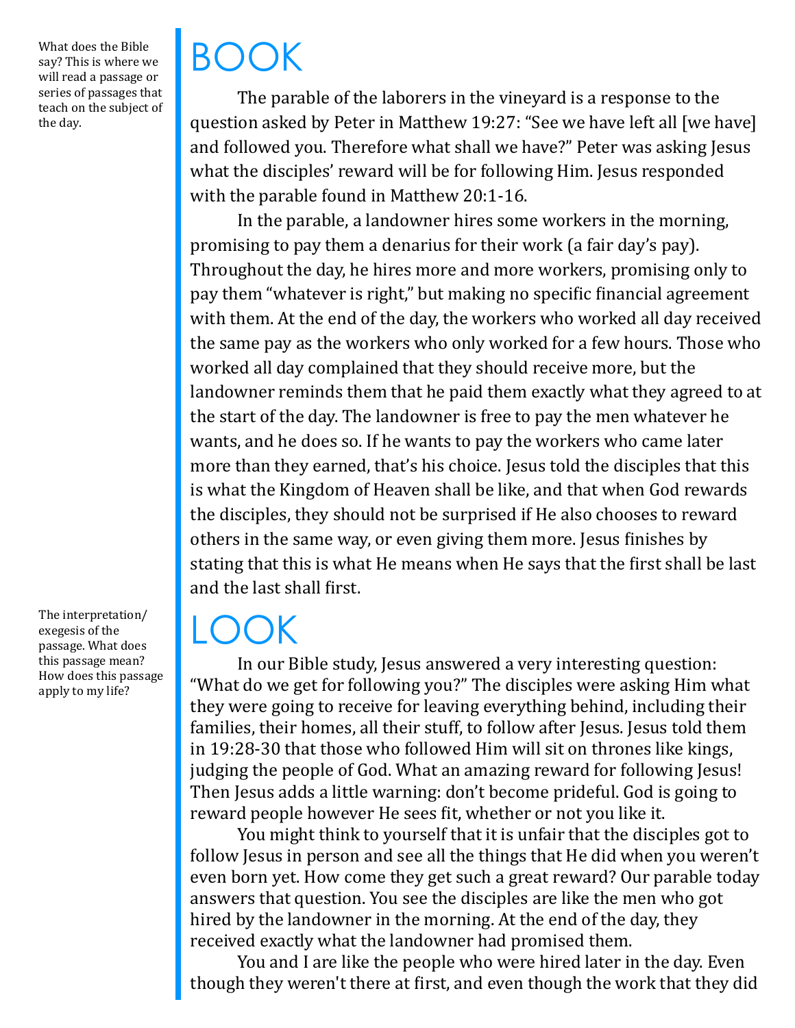What does the Bible say? This is where we will read a passage or series of passages that teach on the subject of the day.

# BOOK

The parable of the laborers in the vineyard is a response to the question asked by Peter in Matthew 19:27: "See we have left all [we have] and followed you. Therefore what shall we have?" Peter was asking Jesus what the disciples' reward will be for following Him. Jesus responded with the parable found in Matthew 20:1-16.

In the parable, a landowner hires some workers in the morning, promising to pay them a denarius for their work (a fair day's pay). Throughout the day, he hires more and more workers, promising only to pay them "whatever is right," but making no specific financial agreement with them. At the end of the day, the workers who worked all day received the same pay as the workers who only worked for a few hours. Those who worked all day complained that they should receive more, but the landowner reminds them that he paid them exactly what they agreed to at the start of the day. The landowner is free to pay the men whatever he wants, and he does so. If he wants to pay the workers who came later more than they earned, that's his choice. Jesus told the disciples that this is what the Kingdom of Heaven shall be like, and that when God rewards the disciples, they should not be surprised if He also chooses to reward others in the same way, or even giving them more. Jesus finishes by stating that this is what He means when He says that the first shall be last and the last shall first.

The interpretation/exegesis of the passage. What does this passage mean? How does this passage apply to my life?

# LOOK

In our Bible study, Jesus answered a very interesting question: "What do we get for following you?" The disciples were asking Him what they were going to receive for leaving everything behind, including their families, their homes, all their stuff, to follow after Jesus. Jesus told them in 19:28-30 that those who followed Him will sit on thrones like kings, judging the people of God. What an amazing reward for following Jesus! Then Jesus adds a little warning: don't become prideful. God is going to reward people however He sees fit, whether or not you like it.

You might think to yourself that it is unfair that the disciples got to follow Jesus in person and see all the things that He did when you weren't even born yet. How come they get such a great reward? Our parable today answers that question. You see the disciples are like the men who got hired by the landowner in the morning. At the end of the day, they received exactly what the landowner had promised them.

You and I are like the people who were hired later in the day. Even though they weren't there at first, and even though the work that they did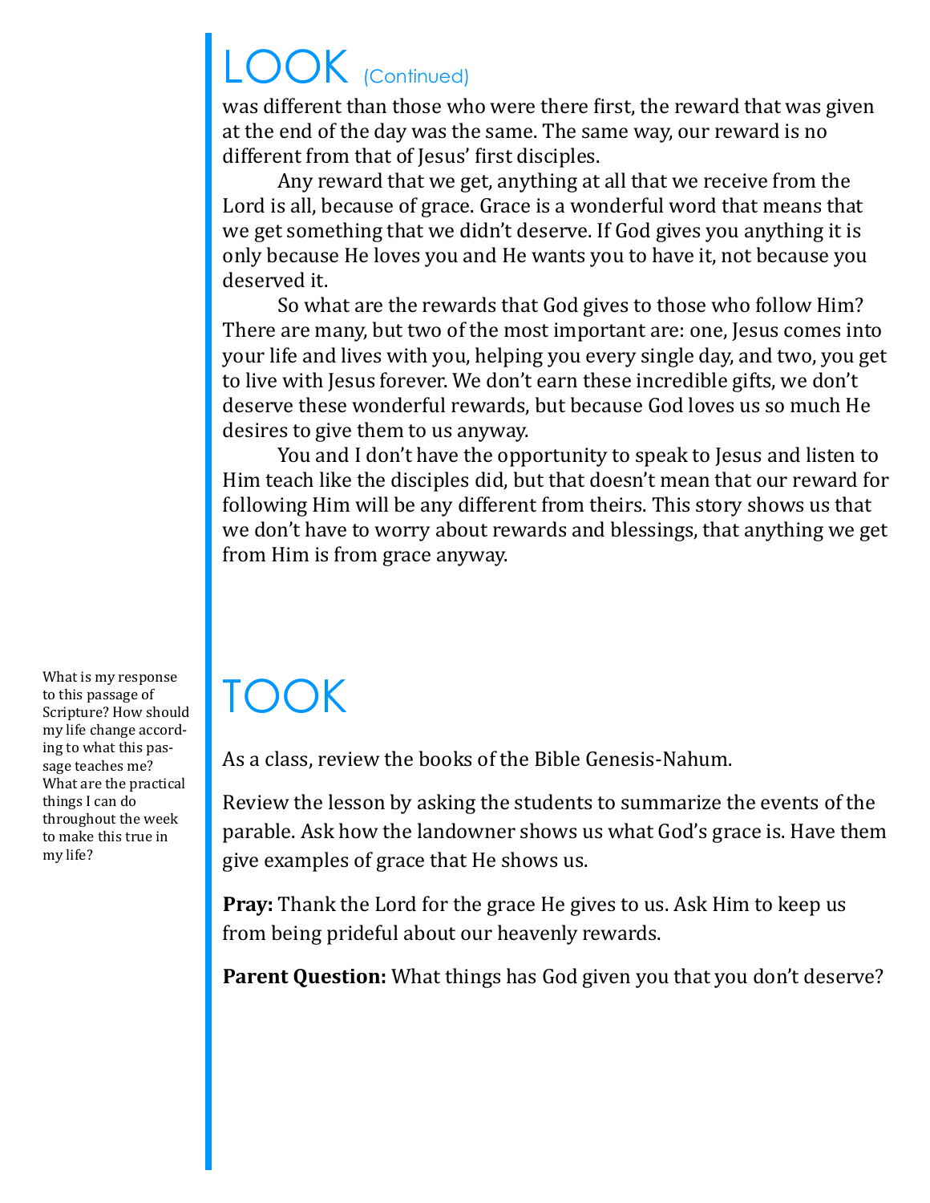# LOOK (Continued)

was different than those who were there first, the reward that was given at the end of the day was the same. The same way, our reward is no different from that of Jesus' first disciples.

Any reward that we get, anything at all that we receive from the Lord is all, because of grace. Grace is a wonderful word that means that we get something that we didn't deserve. If God gives you anything it is only because He loves you and He wants you to have it, not because you deserved it.

So what are the rewards that God gives to those who follow Him? There are many, but two of the most important are: one, Jesus comes into your life and lives with you, helping you every single day, and two, you get to live with Jesus forever. We don't earn these incredible gifts, we don't deserve these wonderful rewards, but because God loves us so much He desires to give them to us anyway.

You and I don't have the opportunity to speak to Jesus and listen to Him teach like the disciples did, but that doesn't mean that our reward for following Him will be any different from theirs. This story shows us that we don't have to worry about rewards and blessings, that anything we get from Him is from grace anyway.

# TOOK

What is my response to this passage of Scripture? How should my life change according to what this passage teaches me? What are the practical things I can do throughout the week to make this true in my life?

As a class, review the books of the Bible Genesis-Nahum.

Review the lesson by asking the students to summarize the events of the parable. Ask how the landowner shows us what God's grace is. Have them give examples of grace that He shows us.

**Pray:** Thank the Lord for the grace He gives to us. Ask Him to keep us from being prideful about our heavenly rewards.

**Parent Question:** What things has God given you that you don't deserve?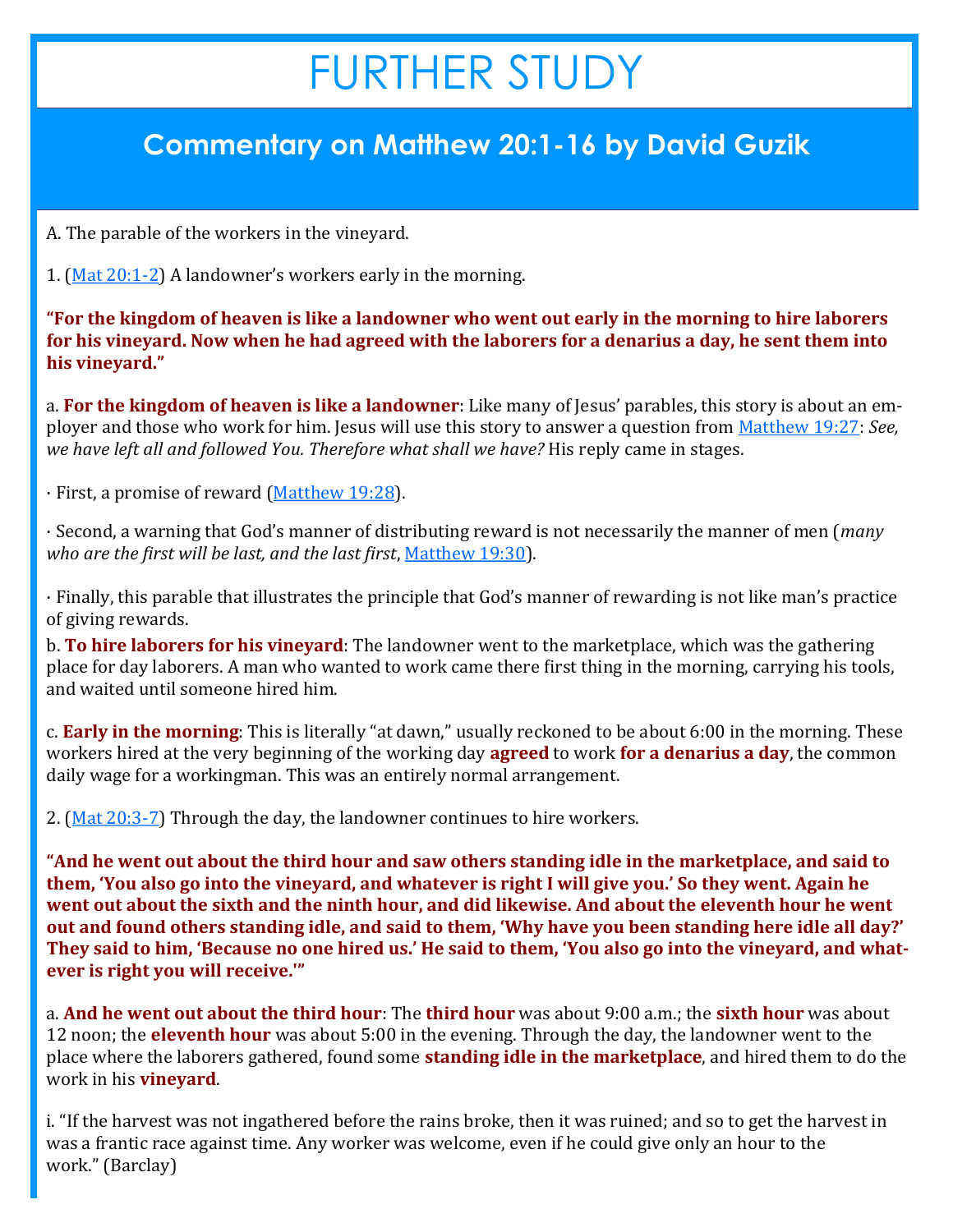# FURTHER STUDY

## Commentary on Matthew 20:1-16 by David Guzik

A. The parable of the workers in the vineyard.

1. ([Mat 20:1-2]) A landowner's workers early in the morning.

**"For the kingdom of heaven is like a landowner who went out early in the morning to hire laborers for his vineyard. Now when he had agreed with the laborers for a denarius a day, he sent them into his vineyard."**

a. **For the kingdom of heaven is like a landowner**: Like many of Jesus' parables, this story is about an employer and those who work for him. Jesus will use this story to answer a question from [Matthew 19:27]: *See, we have left all and followed You. Therefore what shall we have?* His reply came in stages.

· First, a promise of reward ([Matthew 19:28]).

· Second, a warning that God's manner of distributing reward is not necessarily the manner of men (*many who are the first will be last, and the last first*, [Matthew 19:30]).

· Finally, this parable that illustrates the principle that God's manner of rewarding is not like man's practice of giving rewards.

b. **To hire laborers for his vineyard**: The landowner went to the marketplace, which was the gathering place for day laborers. A man who wanted to work came there first thing in the morning, carrying his tools, and waited until someone hired him.

c. **Early in the morning**: This is literally "at dawn," usually reckoned to be about 6:00 in the morning. These workers hired at the very beginning of the working day **agreed** to work **for a denarius a day**, the common daily wage for a workingman. This was an entirely normal arrangement.

2. ([Mat 20:3-7]) Through the day, the landowner continues to hire workers.

**"And he went out about the third hour and saw others standing idle in the marketplace, and said to them, 'You also go into the vineyard, and whatever is right I will give you.' So they went. Again he went out about the sixth and the ninth hour, and did likewise. And about the eleventh hour he went out and found others standing idle, and said to them, 'Why have you been standing here idle all day?' They said to him, 'Because no one hired us.' He said to them, 'You also go into the vineyard, and whatever is right you will receive.'"**

a. **And he went out about the third hour**: The **third hour** was about 9:00 a.m.; the **sixth hour** was about 12 noon; the **eleventh hour** was about 5:00 in the evening. Through the day, the landowner went to the place where the laborers gathered, found some **standing idle in the marketplace**, and hired them to do the work in his **vineyard**.

i. "If the harvest was not ingathered before the rains broke, then it was ruined; and so to get the harvest in was a frantic race against time. Any worker was welcome, even if he could give only an hour to the work." (Barclay)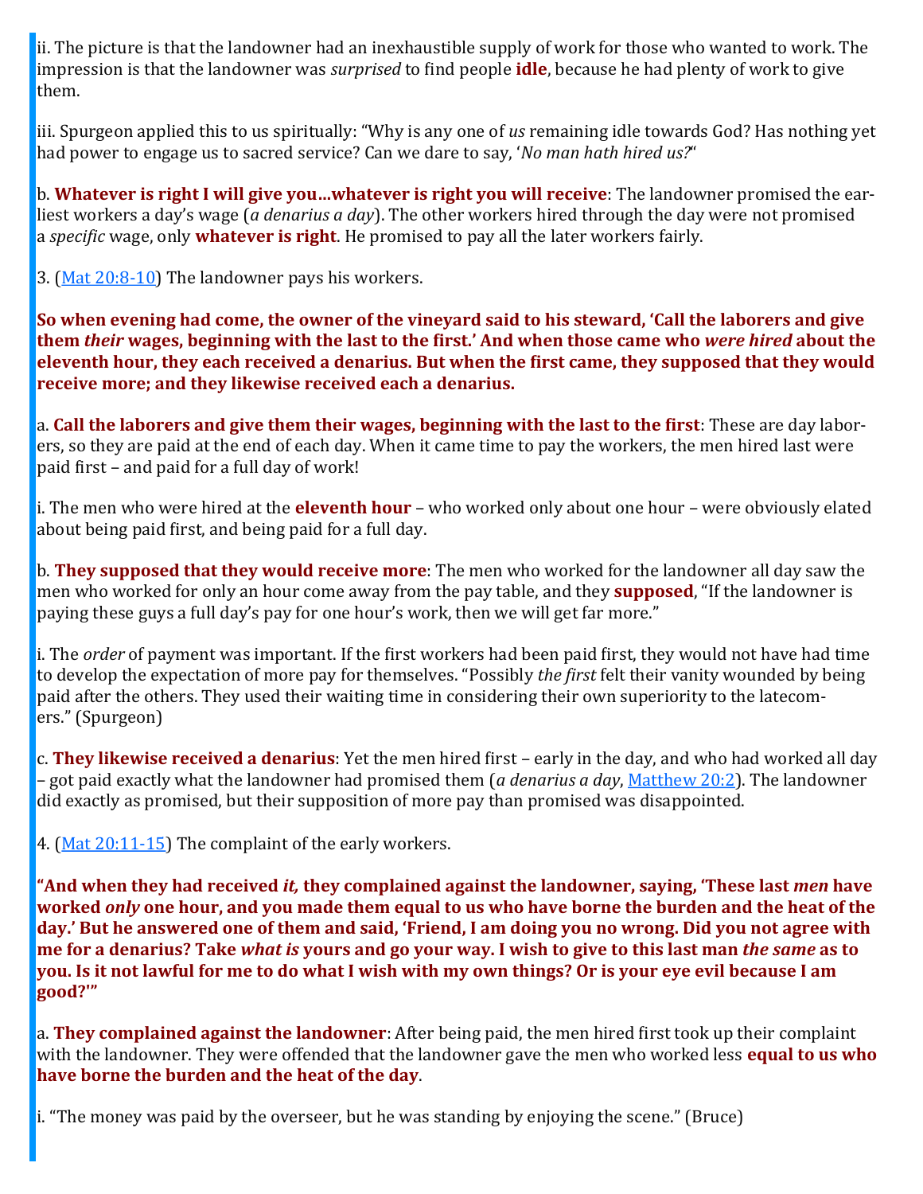ii. The picture is that the landowner had an inexhaustible supply of work for those who wanted to work. The impression is that the landowner was *surprised* to find people **idle**, because he had plenty of work to give them.

iii. Spurgeon applied this to us spiritually: "Why is any one of *us* remaining idle towards God? Has nothing yet had power to engage us to sacred service? Can we dare to say, '*No man hath hired us?*'"

b. **Whatever is right I will give you…whatever is right you will receive**: The landowner promised the earliest workers a day's wage (*a denarius a day*). The other workers hired through the day were not promised a *specific* wage, only **whatever is right**. He promised to pay all the later workers fairly.

3. (Mat 20:8-10) The landowner pays his workers.

**So when evening had come, the owner of the vineyard said to his steward, 'Call the laborers and give them *their* wages, beginning with the last to the first.' And when those came who *were hired* about the eleventh hour, they each received a denarius. But when the first came, they supposed that they would receive more; and they likewise received each a denarius.**

a. **Call the laborers and give them their wages, beginning with the last to the first**: These are day laborers, so they are paid at the end of each day. When it came time to pay the workers, the men hired last were paid first – and paid for a full day of work!

i. The men who were hired at the **eleventh hour** – who worked only about one hour – were obviously elated about being paid first, and being paid for a full day.

b. **They supposed that they would receive more**: The men who worked for the landowner all day saw the men who worked for only an hour come away from the pay table, and they **supposed**, "If the landowner is paying these guys a full day's pay for one hour's work, then we will get far more."

i. The *order* of payment was important. If the first workers had been paid first, they would not have had time to develop the expectation of more pay for themselves. "Possibly *the first* felt their vanity wounded by being paid after the others. They used their waiting time in considering their own superiority to the latecomers." (Spurgeon)

c. **They likewise received a denarius**: Yet the men hired first – early in the day, and who had worked all day – got paid exactly what the landowner had promised them (*a denarius a day*, Matthew 20:2). The landowner did exactly as promised, but their supposition of more pay than promised was disappointed.

4. (Mat 20:11-15) The complaint of the early workers.

**"And when they had received *it,* they complained against the landowner, saying, 'These last *men* have worked *only* one hour, and you made them equal to us who have borne the burden and the heat of the day.' But he answered one of them and said, 'Friend, I am doing you no wrong. Did you not agree with me for a denarius? Take *what is* yours and go your way. I wish to give to this last man *the same* as to you. Is it not lawful for me to do what I wish with my own things? Or is your eye evil because I am good?'"**

a. **They complained against the landowner**: After being paid, the men hired first took up their complaint with the landowner. They were offended that the landowner gave the men who worked less **equal to us who have borne the burden and the heat of the day**.

i. "The money was paid by the overseer, but he was standing by enjoying the scene." (Bruce)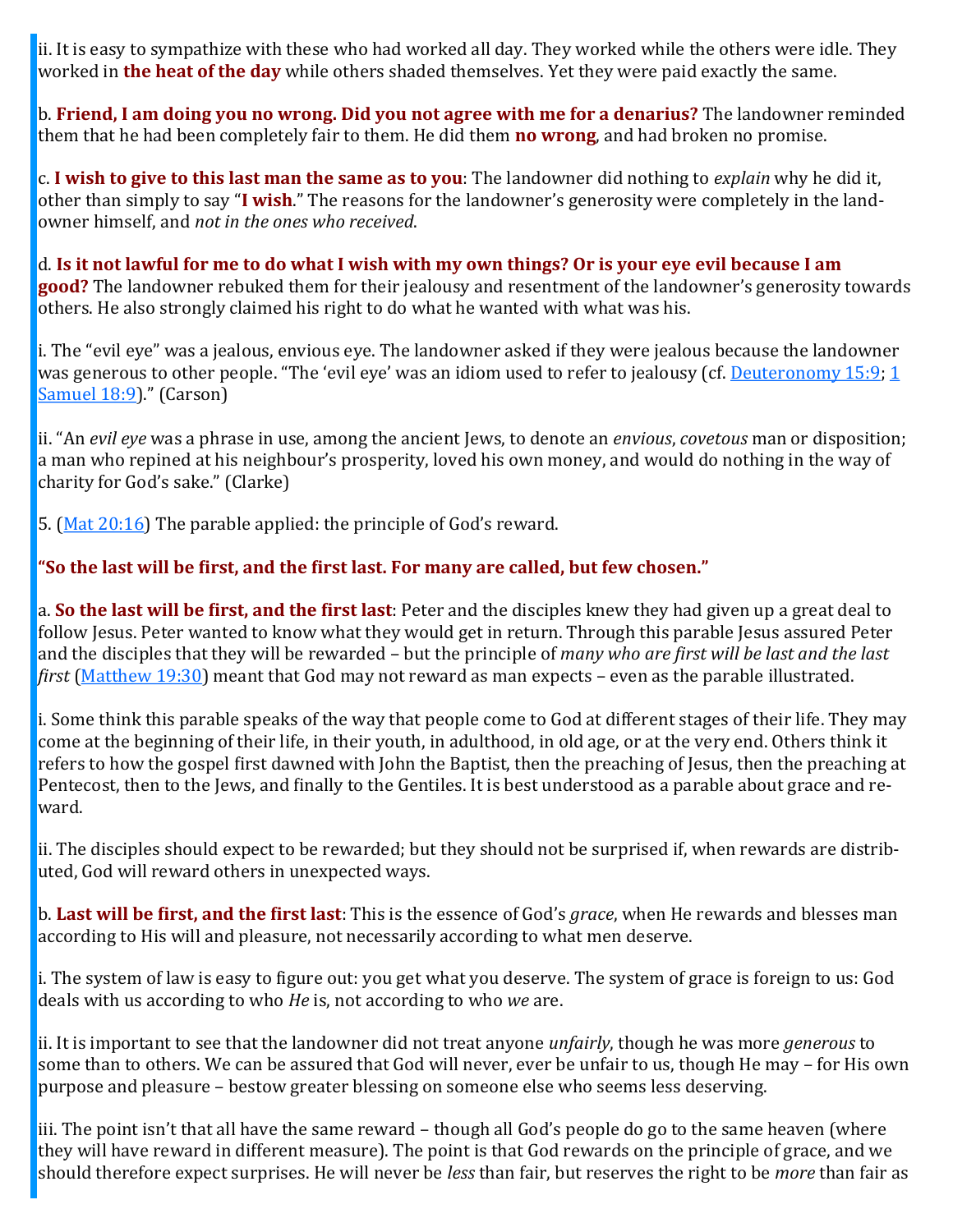ii. It is easy to sympathize with these who had worked all day. They worked while the others were idle. They worked in **the heat of the day** while others shaded themselves. Yet they were paid exactly the same.

b. **Friend, I am doing you no wrong. Did you not agree with me for a denarius?** The landowner reminded them that he had been completely fair to them. He did them **no wrong**, and had broken no promise.

c. **I wish to give to this last man the same as to you**: The landowner did nothing to *explain* why he did it, other than simply to say "**I wish**." The reasons for the landowner's generosity were completely in the landowner himself, and *not in the ones who received*.

d. **Is it not lawful for me to do what I wish with my own things? Or is your eye evil because I am good?** The landowner rebuked them for their jealousy and resentment of the landowner's generosity towards others. He also strongly claimed his right to do what he wanted with what was his.

i. The "evil eye" was a jealous, envious eye. The landowner asked if they were jealous because the landowner was generous to other people. "The 'evil eye' was an idiom used to refer to jealousy (cf. Deuteronomy 15:9; 1 Samuel 18:9)." (Carson)

ii. "An *evil eye* was a phrase in use, among the ancient Jews, to denote an *envious*, *covetous* man or disposition; a man who repined at his neighbour's prosperity, loved his own money, and would do nothing in the way of charity for God's sake." (Clarke)

5. (Mat 20:16) The parable applied: the principle of God's reward.

**"So the last will be first, and the first last. For many are called, but few chosen."**

a. **So the last will be first, and the first last**: Peter and the disciples knew they had given up a great deal to follow Jesus. Peter wanted to know what they would get in return. Through this parable Jesus assured Peter and the disciples that they will be rewarded – but the principle of *many who are first will be last and the last first* (Matthew 19:30) meant that God may not reward as man expects – even as the parable illustrated.

i. Some think this parable speaks of the way that people come to God at different stages of their life. They may come at the beginning of their life, in their youth, in adulthood, in old age, or at the very end. Others think it refers to how the gospel first dawned with John the Baptist, then the preaching of Jesus, then the preaching at Pentecost, then to the Jews, and finally to the Gentiles. It is best understood as a parable about grace and reward.

ii. The disciples should expect to be rewarded; but they should not be surprised if, when rewards are distributed, God will reward others in unexpected ways.

b. **Last will be first, and the first last**: This is the essence of God's *grace*, when He rewards and blesses man according to His will and pleasure, not necessarily according to what men deserve.

i. The system of law is easy to figure out: you get what you deserve. The system of grace is foreign to us: God deals with us according to who *He* is, not according to who *we* are.

ii. It is important to see that the landowner did not treat anyone *unfairly*, though he was more *generous* to some than to others. We can be assured that God will never, ever be unfair to us, though He may – for His own purpose and pleasure – bestow greater blessing on someone else who seems less deserving.

iii. The point isn't that all have the same reward – though all God's people do go to the same heaven (where they will have reward in different measure). The point is that God rewards on the principle of grace, and we should therefore expect surprises. He will never be *less* than fair, but reserves the right to be *more* than fair as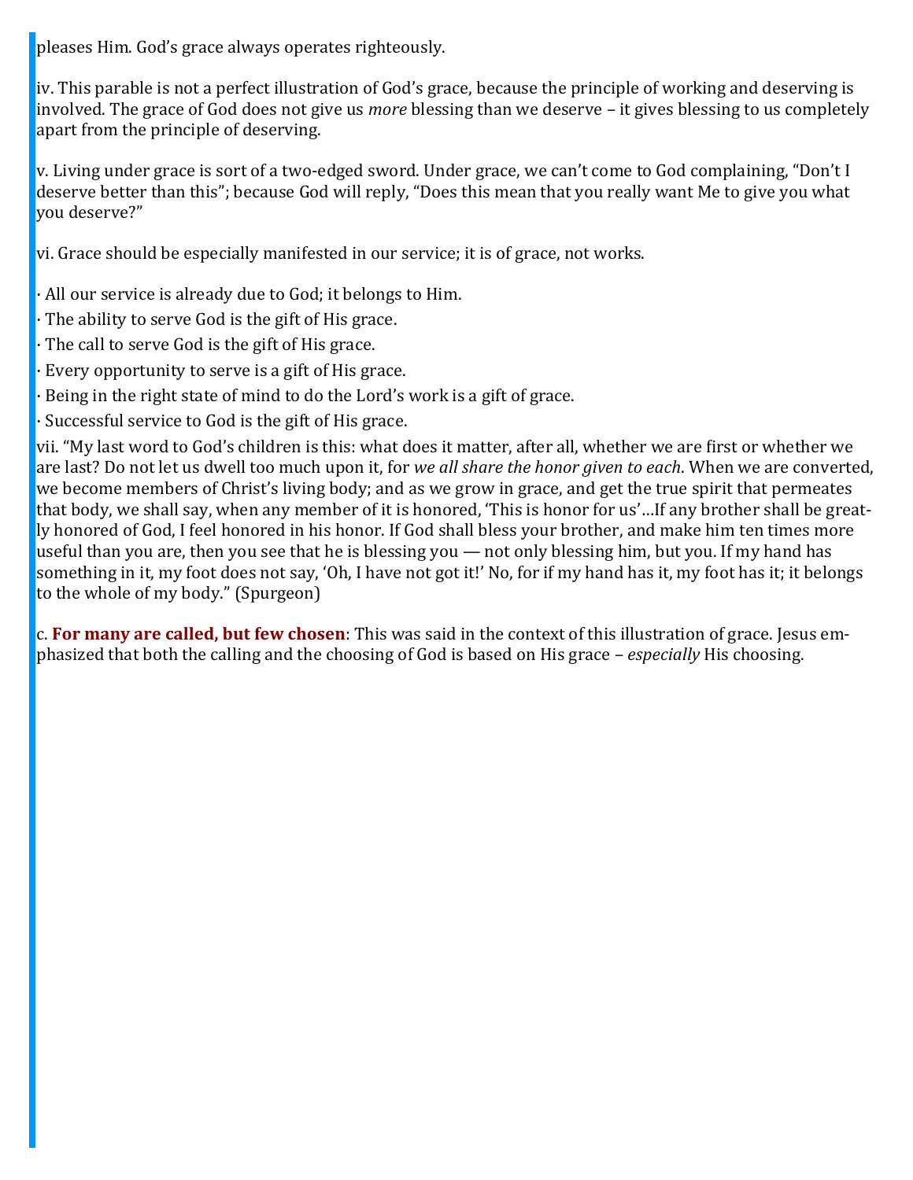pleases Him. God's grace always operates righteously.

iv. This parable is not a perfect illustration of God's grace, because the principle of working and deserving is involved. The grace of God does not give us *more* blessing than we deserve – it gives blessing to us completely apart from the principle of deserving.

v. Living under grace is sort of a two-edged sword. Under grace, we can't come to God complaining, "Don't I deserve better than this"; because God will reply, "Does this mean that you really want Me to give you what you deserve?"

vi. Grace should be especially manifested in our service; it is of grace, not works.

· All our service is already due to God; it belongs to Him.
· The ability to serve God is the gift of His grace.
· The call to serve God is the gift of His grace.
· Every opportunity to serve is a gift of His grace.
· Being in the right state of mind to do the Lord's work is a gift of grace.
· Successful service to God is the gift of His grace.

vii. "My last word to God's children is this: what does it matter, after all, whether we are first or whether we are last? Do not let us dwell too much upon it, for *we all share the honor given to each*. When we are converted, we become members of Christ's living body; and as we grow in grace, and get the true spirit that permeates that body, we shall say, when any member of it is honored, 'This is honor for us'…If any brother shall be greatly honored of God, I feel honored in his honor. If God shall bless your brother, and make him ten times more useful than you are, then you see that he is blessing you — not only blessing him, but you. If my hand has something in it, my foot does not say, 'Oh, I have not got it!' No, for if my hand has it, my foot has it; it belongs to the whole of my body." (Spurgeon)

c. **For many are called, but few chosen**: This was said in the context of this illustration of grace. Jesus emphasized that both the calling and the choosing of God is based on His grace – *especially* His choosing.